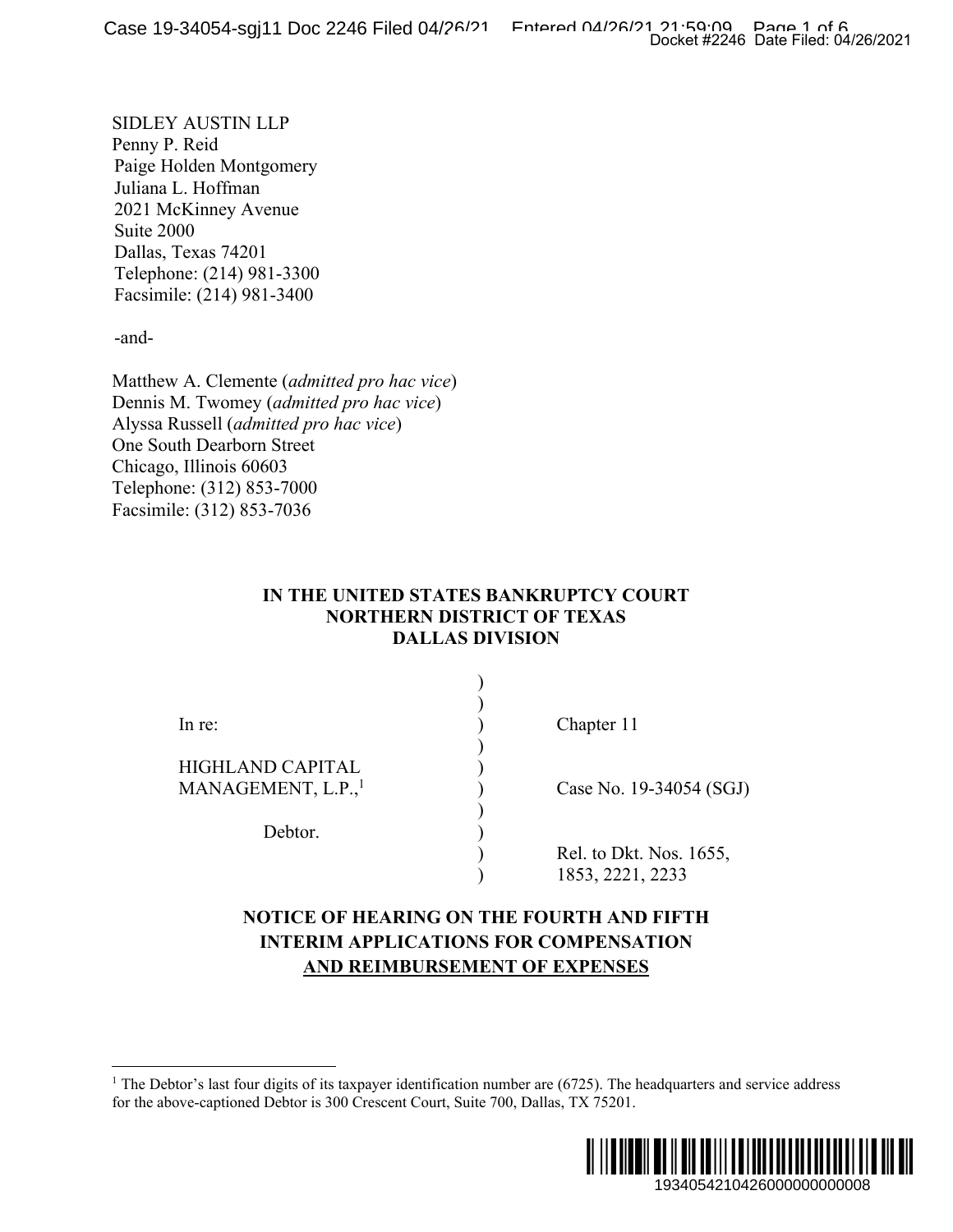SIDLEY AUSTIN LLP
Penny P. Reid
Paige Holden Montgomery
Juliana L. Hoffman
2021 McKinney Avenue
Suite 2000
Dallas, Texas 74201
Telephone: (214) 981-3300
Facsimile: (214) 981-3400

-and-

Matthew A. Clemente (*admitted pro hac vice*)
Dennis M. Twomey (*admitted pro hac vice*)
Alyssa Russell (*admitted pro hac vice*)
One South Dearborn Street
Chicago, Illinois 60603
Telephone: (312) 853-7000
Facsimile: (312) 853-7036

**IN THE UNITED STATES BANKRUPTCY COURT**
**NORTHERN DISTRICT OF TEXAS**
**DALLAS DIVISION**

| | | |
|---|---|---|
| In re: | ) | Chapter 11 |
| HIGHLAND CAPITAL MANAGEMENT, L.P.,[1] | ) | Case No. 19-34054 (SGJ) |
| Debtor. | ) | Rel. to Dkt. Nos. 1655, 1853, 2221, 2233 |

**NOTICE OF HEARING ON THE FOURTH AND FIFTH INTERIM APPLICATIONS FOR COMPENSATION AND REIMBURSEMENT OF EXPENSES**

[1] The Debtor's last four digits of its taxpayer identification number are (6725). The headquarters and service address for the above-captioned Debtor is 300 Crescent Court, Suite 700, Dallas, TX 75201.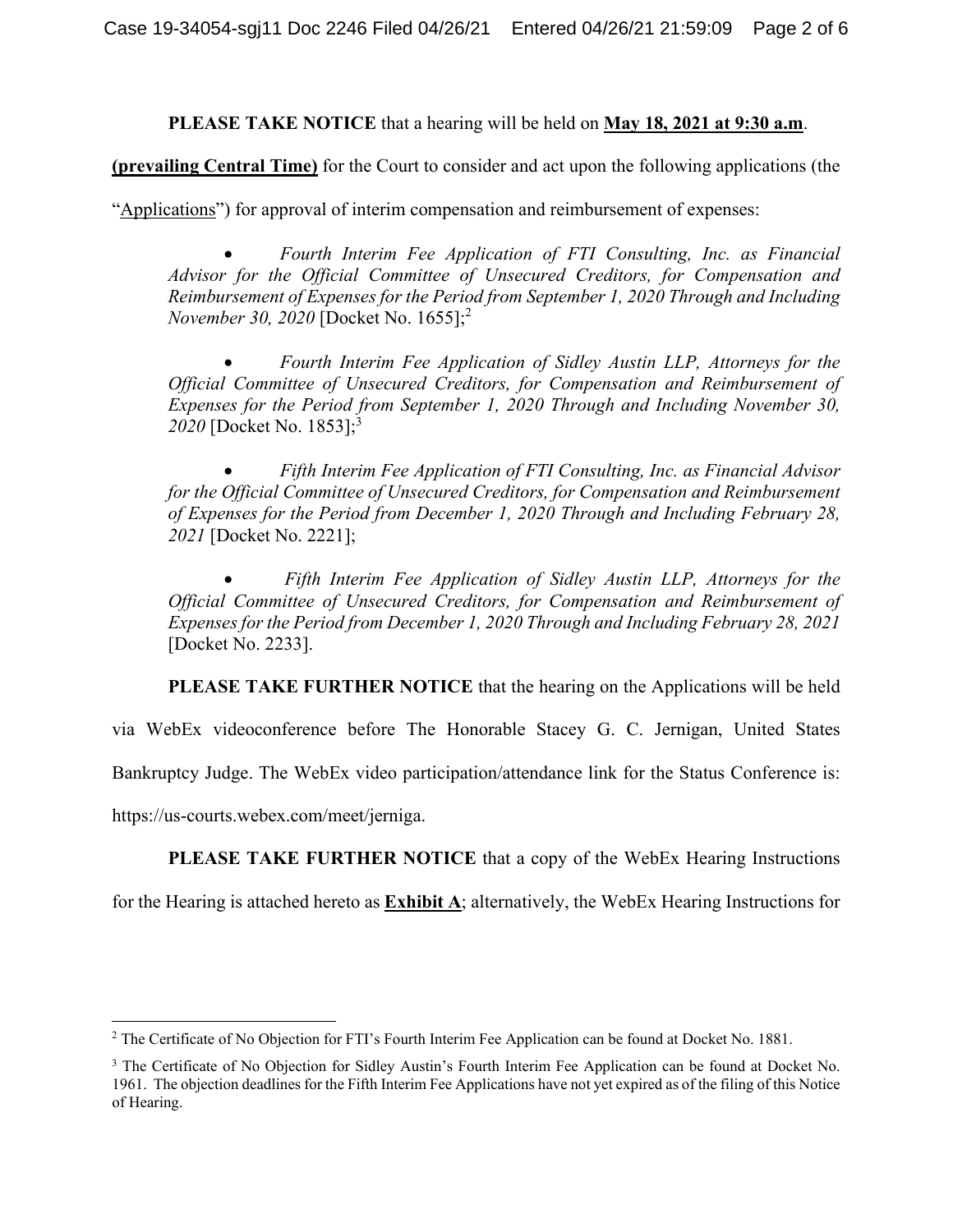**PLEASE TAKE NOTICE** that a hearing will be held on **May 18, 2021 at 9:30 a.m. (prevailing Central Time)** for the Court to consider and act upon the following applications (the "Applications") for approval of interim compensation and reimbursement of expenses:

- *Fourth Interim Fee Application of FTI Consulting, Inc. as Financial Advisor for the Official Committee of Unsecured Creditors, for Compensation and Reimbursement of Expenses for the Period from September 1, 2020 Through and Including November 30, 2020* [Docket No. 1655];[2]

- *Fourth Interim Fee Application of Sidley Austin LLP, Attorneys for the Official Committee of Unsecured Creditors, for Compensation and Reimbursement of Expenses for the Period from September 1, 2020 Through and Including November 30, 2020* [Docket No. 1853];[3]

- *Fifth Interim Fee Application of FTI Consulting, Inc. as Financial Advisor for the Official Committee of Unsecured Creditors, for Compensation and Reimbursement of Expenses for the Period from December 1, 2020 Through and Including February 28, 2021* [Docket No. 2221];

- *Fifth Interim Fee Application of Sidley Austin LLP, Attorneys for the Official Committee of Unsecured Creditors, for Compensation and Reimbursement of Expenses for the Period from December 1, 2020 Through and Including February 28, 2021* [Docket No. 2233].

**PLEASE TAKE FURTHER NOTICE** that the hearing on the Applications will be held via WebEx videoconference before The Honorable Stacey G. C. Jernigan, United States Bankruptcy Judge. The WebEx video participation/attendance link for the Status Conference is: https://us-courts.webex.com/meet/jerniga.

**PLEASE TAKE FURTHER NOTICE** that a copy of the WebEx Hearing Instructions for the Hearing is attached hereto as **Exhibit A**; alternatively, the WebEx Hearing Instructions for

---

[2] The Certificate of No Objection for FTI's Fourth Interim Fee Application can be found at Docket No. 1881.

[3] The Certificate of No Objection for Sidley Austin's Fourth Interim Fee Application can be found at Docket No. 1961. The objection deadlines for the Fifth Interim Fee Applications have not yet expired as of the filing of this Notice of Hearing.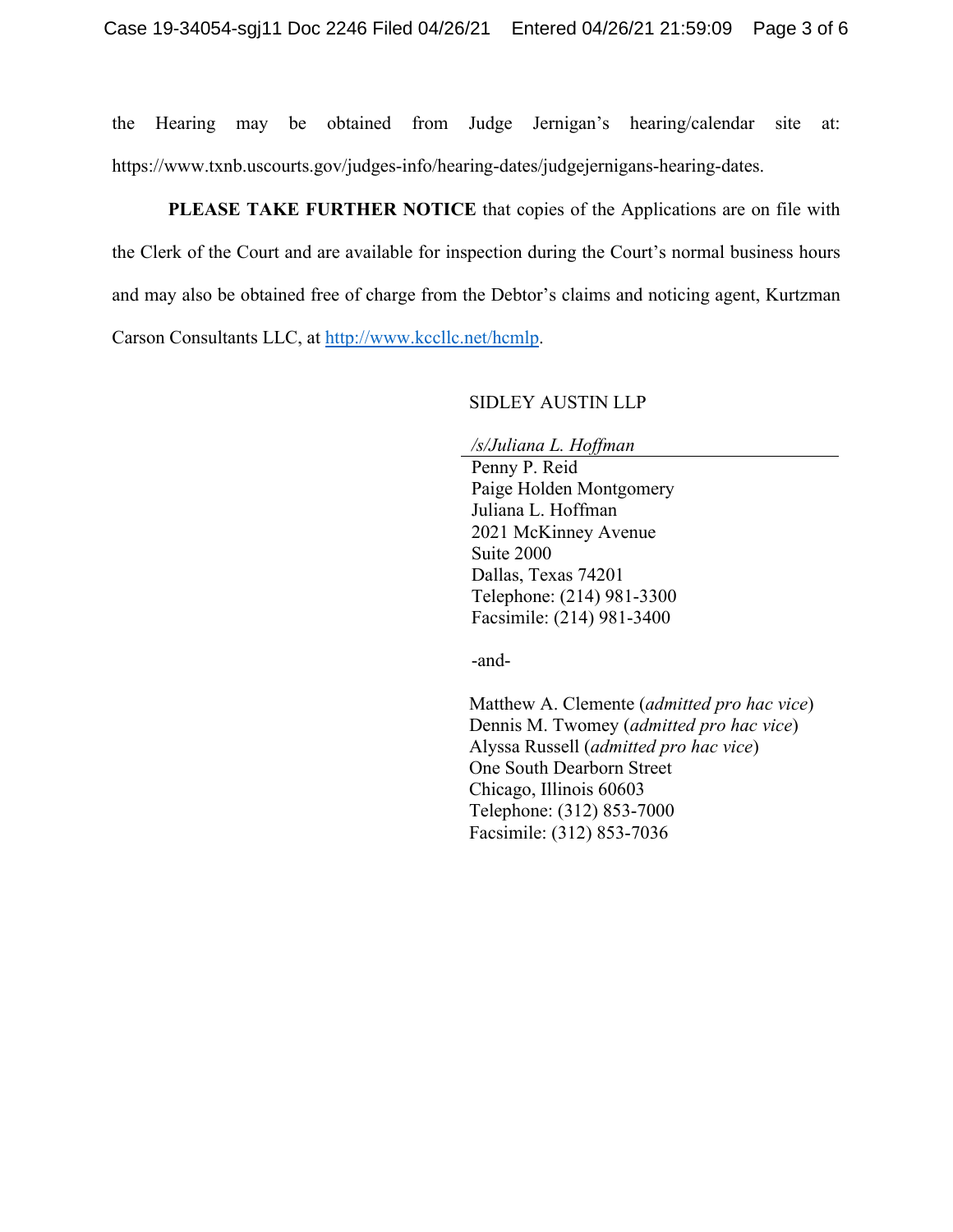the Hearing may be obtained from Judge Jernigan's hearing/calendar site at: https://www.txnb.uscourts.gov/judges-info/hearing-dates/judgejernigans-hearing-dates.

**PLEASE TAKE FURTHER NOTICE** that copies of the Applications are on file with the Clerk of the Court and are available for inspection during the Court's normal business hours and may also be obtained free of charge from the Debtor's claims and noticing agent, Kurtzman Carson Consultants LLC, at http://www.kccllc.net/hcmlp.

SIDLEY AUSTIN LLP

*/s/Juliana L. Hoffman*
Penny P. Reid
Paige Holden Montgomery
Juliana L. Hoffman
2021 McKinney Avenue
Suite 2000
Dallas, Texas 74201
Telephone: (214) 981-3300
Facsimile: (214) 981-3400

-and-

Matthew A. Clemente (*admitted pro hac vice*)
Dennis M. Twomey (*admitted pro hac vice*)
Alyssa Russell (*admitted pro hac vice*)
One South Dearborn Street
Chicago, Illinois 60603
Telephone: (312) 853-7000
Facsimile: (312) 853-7036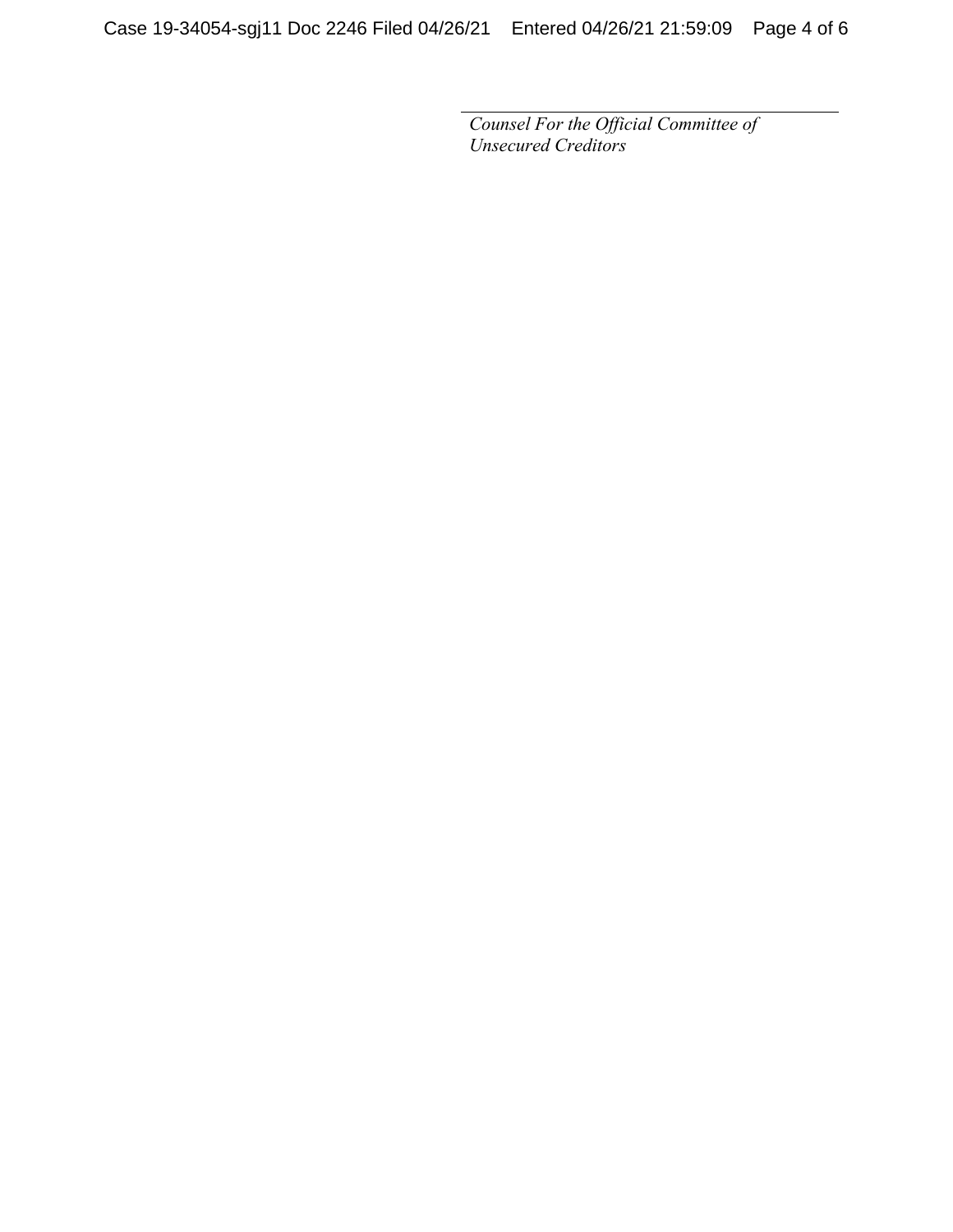\_\_\_\_\_\_\_\_\_\_\_\_\_\_\_\_\_\_\_\_\_\_\_\_\_\_\_\_\_\_\_\_\_\_\_\_\_\_\_\_

*Counsel For the Official Committee of Unsecured Creditors*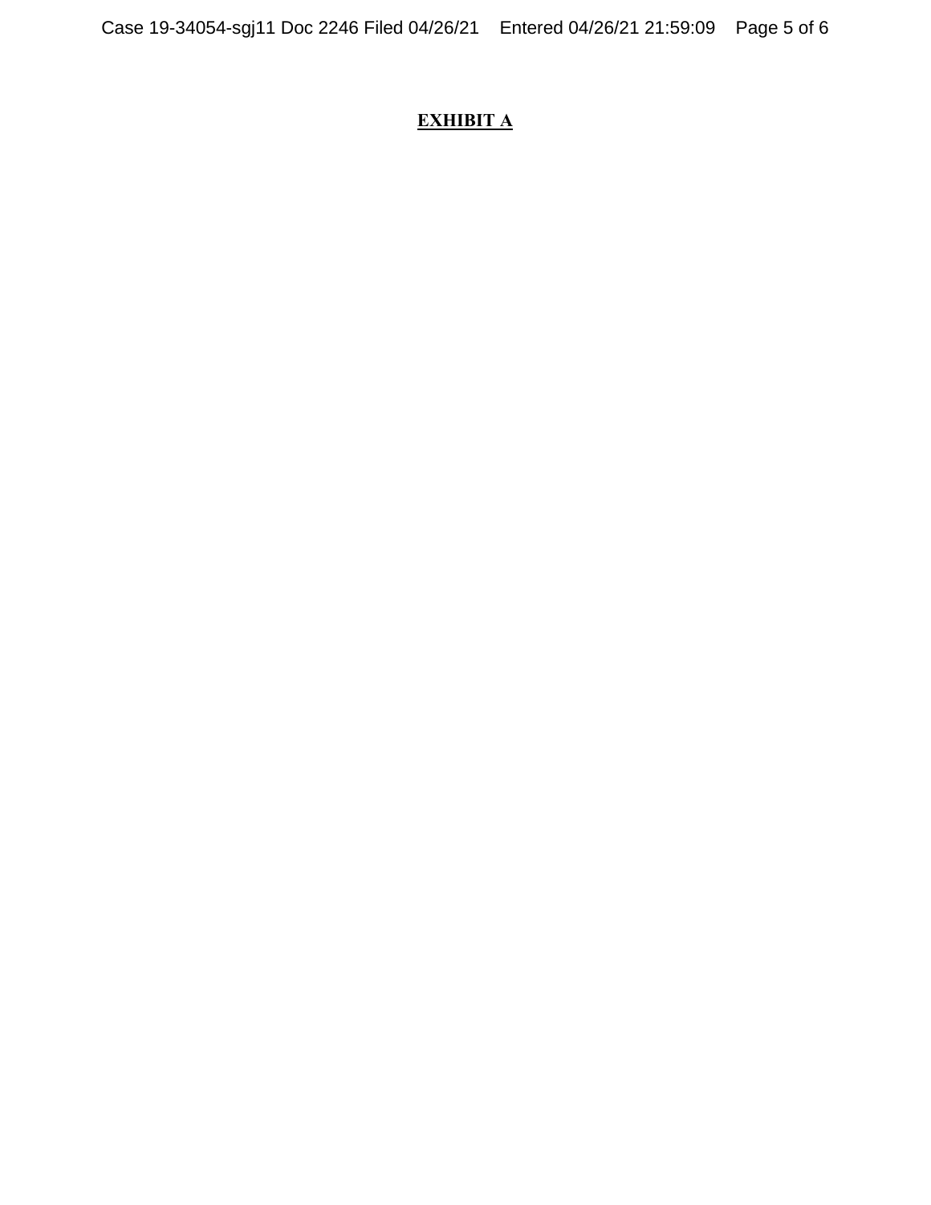**EXHIBIT A**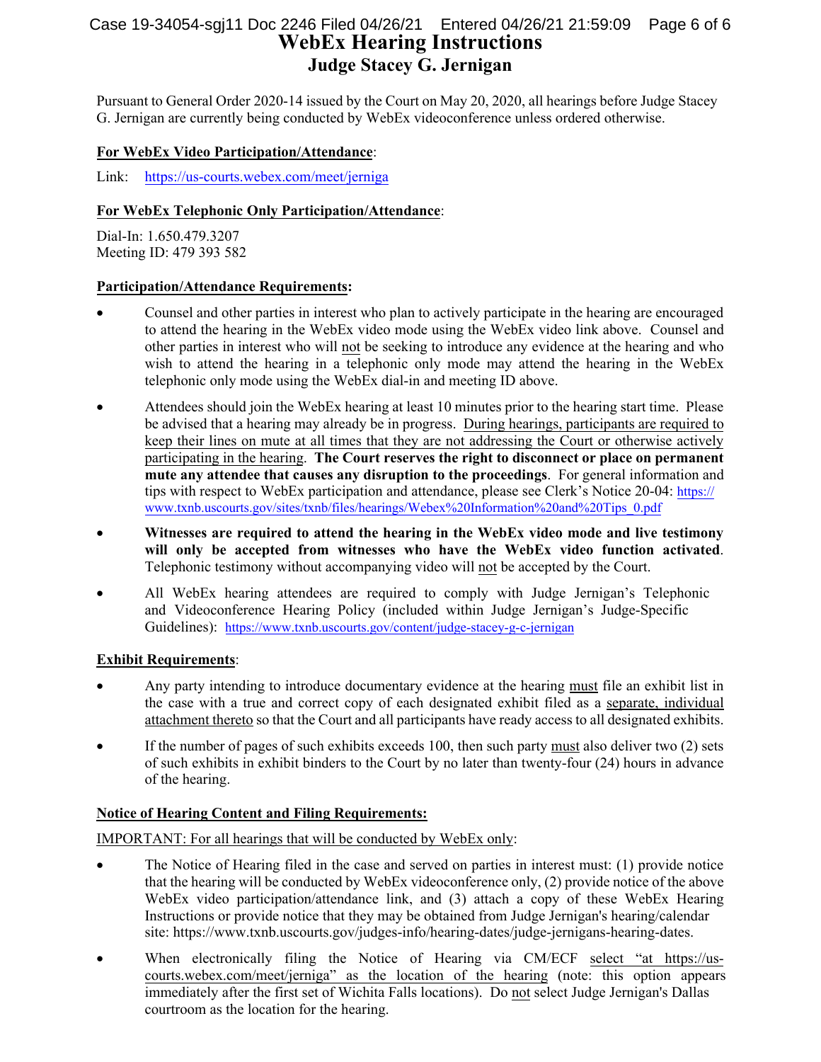# WebEx Hearing Instructions
## Judge Stacey G. Jernigan

Pursuant to General Order 2020-14 issued by the Court on May 20, 2020, all hearings before Judge Stacey G. Jernigan are currently being conducted by WebEx videoconference unless ordered otherwise.

**For WebEx Video Participation/Attendance**:

Link: https://us-courts.webex.com/meet/jerniga

**For WebEx Telephonic Only Participation/Attendance**:

Dial-In: 1.650.479.3207
Meeting ID: 479 393 582

**Participation/Attendance Requirements:**

- Counsel and other parties in interest who plan to actively participate in the hearing are encouraged to attend the hearing in the WebEx video mode using the WebEx video link above. Counsel and other parties in interest who will not be seeking to introduce any evidence at the hearing and who wish to attend the hearing in a telephonic only mode may attend the hearing in the WebEx telephonic only mode using the WebEx dial-in and meeting ID above.
- Attendees should join the WebEx hearing at least 10 minutes prior to the hearing start time. Please be advised that a hearing may already be in progress. During hearings, participants are required to keep their lines on mute at all times that they are not addressing the Court or otherwise actively participating in the hearing. **The Court reserves the right to disconnect or place on permanent mute any attendee that causes any disruption to the proceedings**. For general information and tips with respect to WebEx participation and attendance, please see Clerk's Notice 20-04: https://www.txnb.uscourts.gov/sites/txnb/files/hearings/Webex%20Information%20and%20Tips_0.pdf
- **Witnesses are required to attend the hearing in the WebEx video mode and live testimony will only be accepted from witnesses who have the WebEx video function activated**. Telephonic testimony without accompanying video will not be accepted by the Court.
- All WebEx hearing attendees are required to comply with Judge Jernigan's Telephonic and Videoconference Hearing Policy (included within Judge Jernigan's Judge-Specific Guidelines): https://www.txnb.uscourts.gov/content/judge-stacey-g-c-jernigan

**Exhibit Requirements**:

- Any party intending to introduce documentary evidence at the hearing must file an exhibit list in the case with a true and correct copy of each designated exhibit filed as a separate, individual attachment thereto so that the Court and all participants have ready access to all designated exhibits.
- If the number of pages of such exhibits exceeds 100, then such party must also deliver two (2) sets of such exhibits in exhibit binders to the Court by no later than twenty-four (24) hours in advance of the hearing.

**Notice of Hearing Content and Filing Requirements:**

IMPORTANT: For all hearings that will be conducted by WebEx only:

- The Notice of Hearing filed in the case and served on parties in interest must: (1) provide notice that the hearing will be conducted by WebEx videoconference only, (2) provide notice of the above WebEx video participation/attendance link, and (3) attach a copy of these WebEx Hearing Instructions or provide notice that they may be obtained from Judge Jernigan's hearing/calendar site: https://www.txnb.uscourts.gov/judges-info/hearing-dates/judge-jernigans-hearing-dates.
- When electronically filing the Notice of Hearing via CM/ECF select "at https://us-courts.webex.com/meet/jerniga" as the location of the hearing (note: this option appears immediately after the first set of Wichita Falls locations). Do not select Judge Jernigan's Dallas courtroom as the location for the hearing.